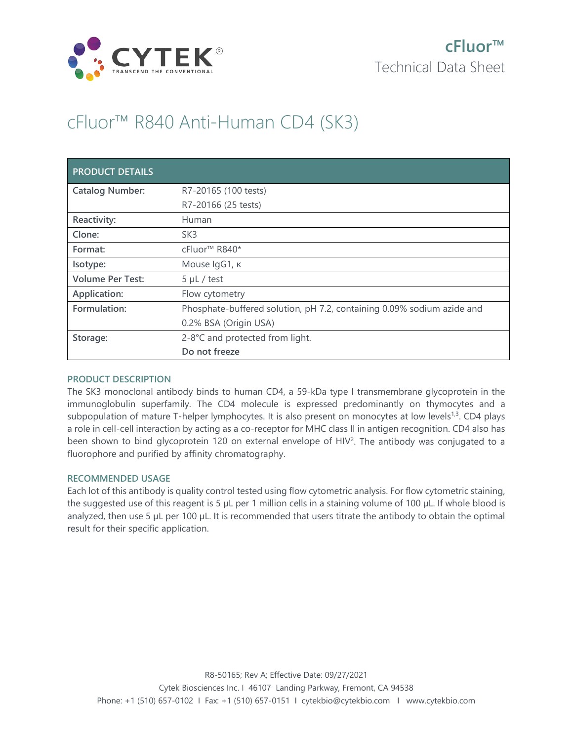cFluor™

Technical Data Sheet

# cFluor™ R840 Anti-Human CD4 (SK3)

| PRODUCT DETAILS | |
|---|---|
| **Catalog Number:** | R7-20165 (100 tests)<br>R7-20166 (25 tests) |
| **Reactivity:** | Human |
| **Clone:** | SK3 |
| **Format:** | cFluor™ R840* |
| **Isotype:** | Mouse IgG1, κ |
| **Volume Per Test:** | 5 µL / test |
| **Application:** | Flow cytometry |
| **Formulation:** | Phosphate-buffered solution, pH 7.2, containing 0.09% sodium azide and 0.2% BSA (Origin USA) |
| **Storage:** | 2-8°C and protected from light.<br>**Do not freeze** |

## PRODUCT DESCRIPTION

The SK3 monoclonal antibody binds to human CD4, a 59-kDa type I transmembrane glycoprotein in the immunoglobulin superfamily. The CD4 molecule is expressed predominantly on thymocytes and a subpopulation of mature T-helper lymphocytes. It is also present on monocytes at low levels[1,3]. CD4 plays a role in cell-cell interaction by acting as a co-receptor for MHC class II in antigen recognition. CD4 also has been shown to bind glycoprotein 120 on external envelope of HIV[2]. The antibody was conjugated to a fluorophore and purified by affinity chromatography.

## RECOMMENDED USAGE

Each lot of this antibody is quality control tested using flow cytometric analysis. For flow cytometric staining, the suggested use of this reagent is 5 µL per 1 million cells in a staining volume of 100 µL. If whole blood is analyzed, then use 5 µL per 100 µL. It is recommended that users titrate the antibody to obtain the optimal result for their specific application.

R8-50165; Rev A; Effective Date: 09/27/2021

Cytek Biosciences Inc. I 46107 Landing Parkway, Fremont, CA 94538

Phone: +1 (510) 657-0102 I Fax: +1 (510) 657-0151 I cytekbio@cytekbio.com I www.cytekbio.com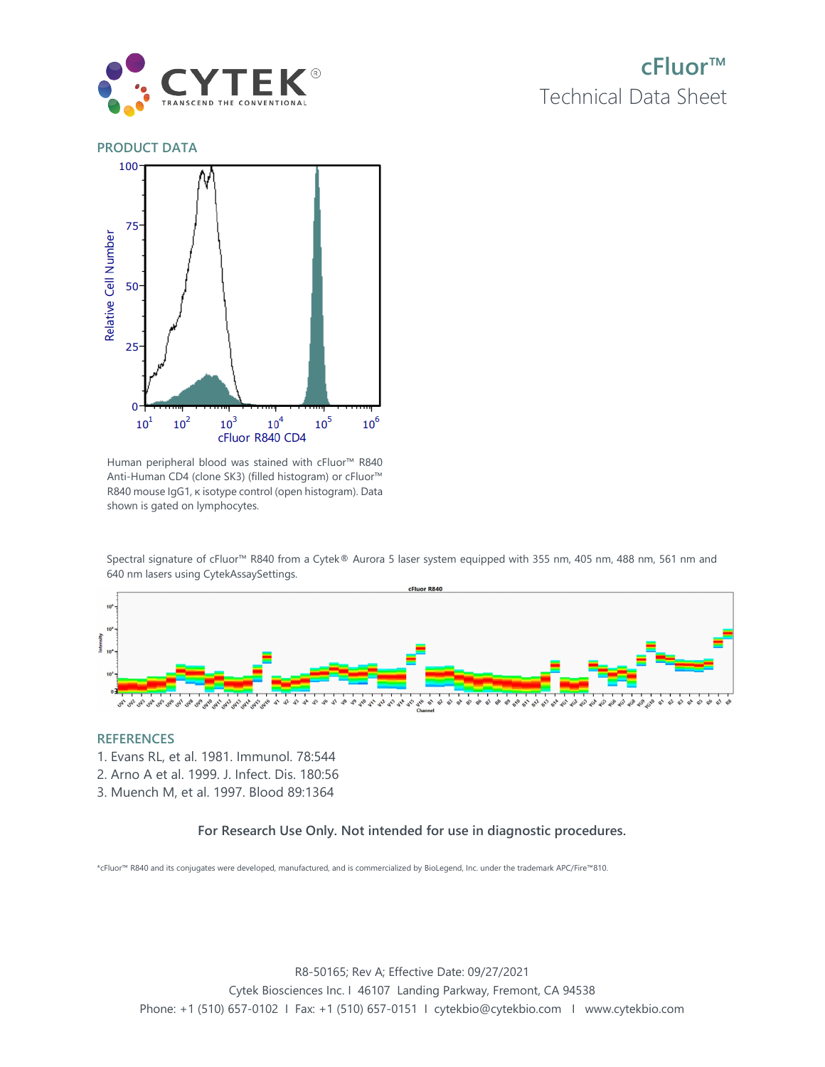## PRODUCT DATA

100
75
50
25
0
Relative Cell Number
$10^1$ $10^2$ $10^3$ $10^4$ $10^5$ $10^6$
cFluor R840 CD4

Human peripheral blood was stained with cFluor™ R840 Anti-Human CD4 (clone SK3) (filled histogram) or cFluor™ R840 mouse IgG1, κ isotype control (open histogram). Data shown is gated on lymphocytes.

Spectral signature of cFluor™ R840 from a Cytek® Aurora 5 laser system equipped with 355 nm, 405 nm, 488 nm, 561 nm and 640 nm lasers using CytekAssaySettings.

cFluor R840
Intensity
Channel

## REFERENCES

1. Evans RL, et al. 1981. Immunol. 78:544
2. Arno A et al. 1999. J. Infect. Dis. 180:56
3. Muench M, et al. 1997. Blood 89:1364

**For Research Use Only. Not intended for use in diagnostic procedures.**

*cFluor™ R840 and its conjugates were developed, manufactured, and is commercialized by BioLegend, Inc. under the trademark APC/Fire™810.

R8-50165; Rev A; Effective Date: 09/27/2021

Cytek Biosciences Inc. I 46107 Landing Parkway, Fremont, CA 94538

Phone: +1 (510) 657-0102 I Fax: +1 (510) 657-0151 I cytekbio@cytekbio.com I www.cytekbio.com